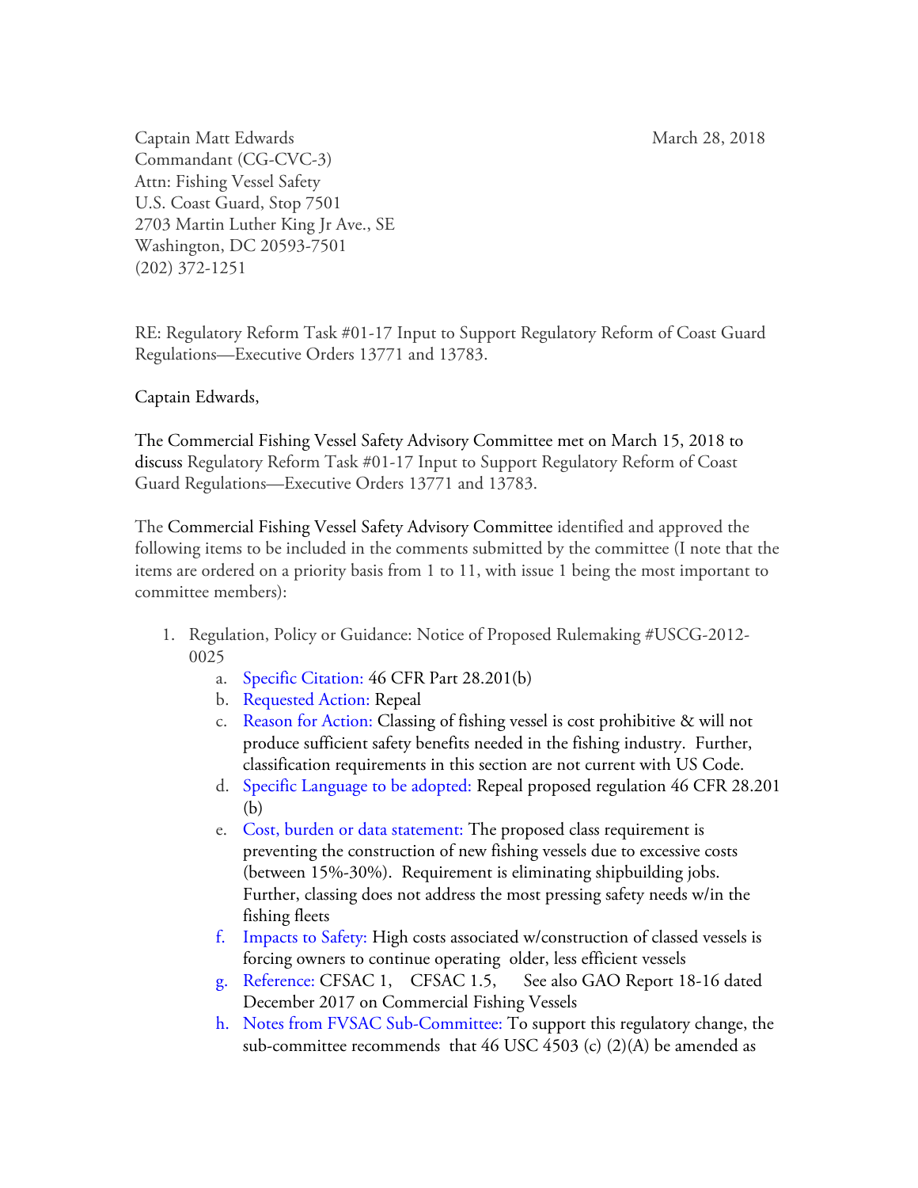Captain Matt Edwards

March 28, 2018

Commandant (CG-CVC-3)
Attn: Fishing Vessel Safety
U.S. Coast Guard, Stop 7501
2703 Martin Luther King Jr Ave., SE
Washington, DC 20593-7501
(202) 372-1251

RE: Regulatory Reform Task #01-17 Input to Support Regulatory Reform of Coast Guard Regulations—Executive Orders 13771 and 13783.

Captain Edwards,

The Commercial Fishing Vessel Safety Advisory Committee met on March 15, 2018 to discuss Regulatory Reform Task #01-17 Input to Support Regulatory Reform of Coast Guard Regulations—Executive Orders 13771 and 13783.

The Commercial Fishing Vessel Safety Advisory Committee identified and approved the following items to be included in the comments submitted by the committee (I note that the items are ordered on a priority basis from 1 to 11, with issue 1 being the most important to committee members):

1. Regulation, Policy or Guidance: Notice of Proposed Rulemaking #USCG-2012-0025
   a. Specific Citation: 46 CFR Part 28.201(b)
   b. Requested Action: Repeal
   c. Reason for Action: Classing of fishing vessel is cost prohibitive & will not produce sufficient safety benefits needed in the fishing industry. Further, classification requirements in this section are not current with US Code.
   d. Specific Language to be adopted: Repeal proposed regulation 46 CFR 28.201 (b)
   e. Cost, burden or data statement: The proposed class requirement is preventing the construction of new fishing vessels due to excessive costs (between 15%-30%). Requirement is eliminating shipbuilding jobs. Further, classing does not address the most pressing safety needs w/in the fishing fleets
   f. Impacts to Safety: High costs associated w/construction of classed vessels is forcing owners to continue operating older, less efficient vessels
   g. Reference: CFSAC 1, CFSAC 1.5, See also GAO Report 18-16 dated December 2017 on Commercial Fishing Vessels
   h. Notes from FVSAC Sub-Committee: To support this regulatory change, the sub-committee recommends that 46 USC 4503 (c) (2)(A) be amended as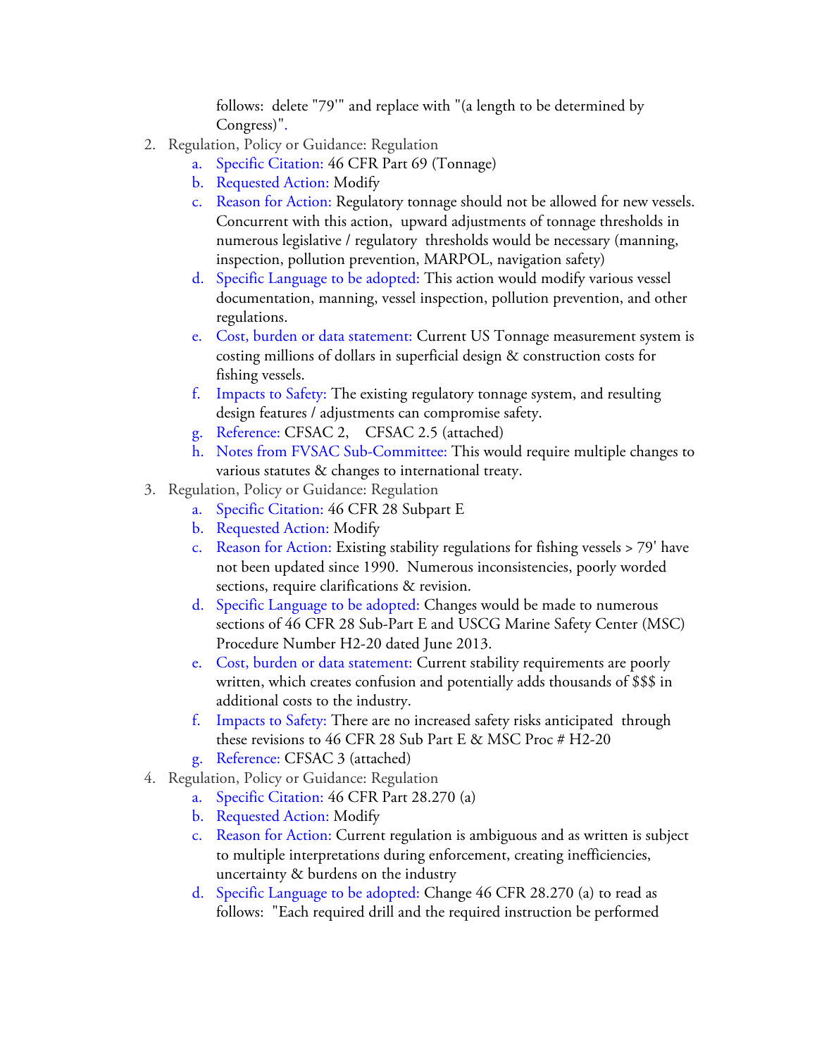follows: delete "79'" and replace with "(a length to be determined by Congress)".

2. Regulation, Policy or Guidance: Regulation
    a. Specific Citation: 46 CFR Part 69 (Tonnage)
    b. Requested Action: Modify
    c. Reason for Action: Regulatory tonnage should not be allowed for new vessels. Concurrent with this action, upward adjustments of tonnage thresholds in numerous legislative / regulatory thresholds would be necessary (manning, inspection, pollution prevention, MARPOL, navigation safety)
    d. Specific Language to be adopted: This action would modify various vessel documentation, manning, vessel inspection, pollution prevention, and other regulations.
    e. Cost, burden or data statement: Current US Tonnage measurement system is costing millions of dollars in superficial design & construction costs for fishing vessels.
    f. Impacts to Safety: The existing regulatory tonnage system, and resulting design features / adjustments can compromise safety.
    g. Reference: CFSAC 2, CFSAC 2.5 (attached)
    h. Notes from FVSAC Sub-Committee: This would require multiple changes to various statutes & changes to international treaty.
3. Regulation, Policy or Guidance: Regulation
    a. Specific Citation: 46 CFR 28 Subpart E
    b. Requested Action: Modify
    c. Reason for Action: Existing stability regulations for fishing vessels > 79' have not been updated since 1990. Numerous inconsistencies, poorly worded sections, require clarifications & revision.
    d. Specific Language to be adopted: Changes would be made to numerous sections of 46 CFR 28 Sub-Part E and USCG Marine Safety Center (MSC) Procedure Number H2-20 dated June 2013.
    e. Cost, burden or data statement: Current stability requirements are poorly written, which creates confusion and potentially adds thousands of $$$ in additional costs to the industry.
    f. Impacts to Safety: There are no increased safety risks anticipated through these revisions to 46 CFR 28 Sub Part E & MSC Proc # H2-20
    g. Reference: CFSAC 3 (attached)
4. Regulation, Policy or Guidance: Regulation
    a. Specific Citation: 46 CFR Part 28.270 (a)
    b. Requested Action: Modify
    c. Reason for Action: Current regulation is ambiguous and as written is subject to multiple interpretations during enforcement, creating inefficiencies, uncertainty & burdens on the industry
    d. Specific Language to be adopted: Change 46 CFR 28.270 (a) to read as follows: "Each required drill and the required instruction be performed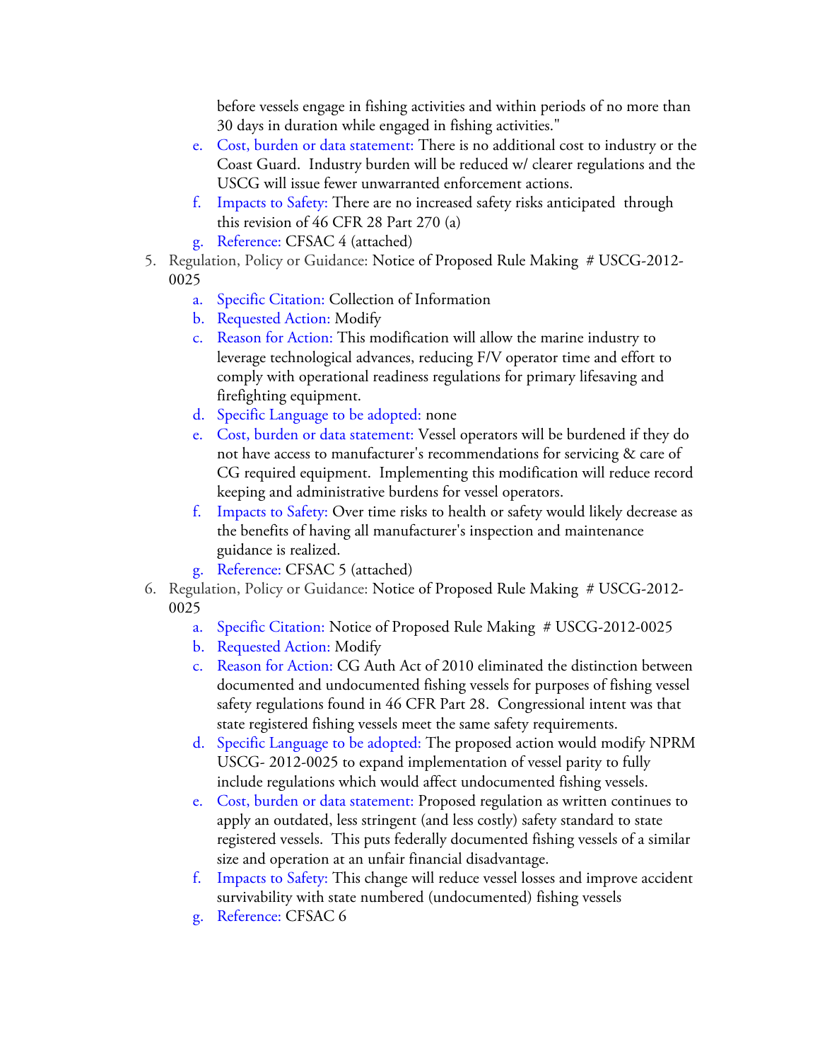before vessels engage in fishing activities and within periods of no more than 30 days in duration while engaged in fishing activities."

   e. Cost, burden or data statement: There is no additional cost to industry or the Coast Guard. Industry burden will be reduced w/ clearer regulations and the USCG will issue fewer unwarranted enforcement actions.
   f. Impacts to Safety: There are no increased safety risks anticipated through this revision of 46 CFR 28 Part 270 (a)
   g. Reference: CFSAC 4 (attached)

5. Regulation, Policy or Guidance: Notice of Proposed Rule Making # USCG-2012-0025
   a. Specific Citation: Collection of Information
   b. Requested Action: Modify
   c. Reason for Action: This modification will allow the marine industry to leverage technological advances, reducing F/V operator time and effort to comply with operational readiness regulations for primary lifesaving and firefighting equipment.
   d. Specific Language to be adopted: none
   e. Cost, burden or data statement: Vessel operators will be burdened if they do not have access to manufacturer's recommendations for servicing & care of CG required equipment. Implementing this modification will reduce record keeping and administrative burdens for vessel operators.
   f. Impacts to Safety: Over time risks to health or safety would likely decrease as the benefits of having all manufacturer's inspection and maintenance guidance is realized.
   g. Reference: CFSAC 5 (attached)

6. Regulation, Policy or Guidance: Notice of Proposed Rule Making # USCG-2012-0025
   a. Specific Citation: Notice of Proposed Rule Making # USCG-2012-0025
   b. Requested Action: Modify
   c. Reason for Action: CG Auth Act of 2010 eliminated the distinction between documented and undocumented fishing vessels for purposes of fishing vessel safety regulations found in 46 CFR Part 28. Congressional intent was that state registered fishing vessels meet the same safety requirements.
   d. Specific Language to be adopted: The proposed action would modify NPRM USCG- 2012-0025 to expand implementation of vessel parity to fully include regulations which would affect undocumented fishing vessels.
   e. Cost, burden or data statement: Proposed regulation as written continues to apply an outdated, less stringent (and less costly) safety standard to state registered vessels. This puts federally documented fishing vessels of a similar size and operation at an unfair financial disadvantage.
   f. Impacts to Safety: This change will reduce vessel losses and improve accident survivability with state numbered (undocumented) fishing vessels
   g. Reference: CFSAC 6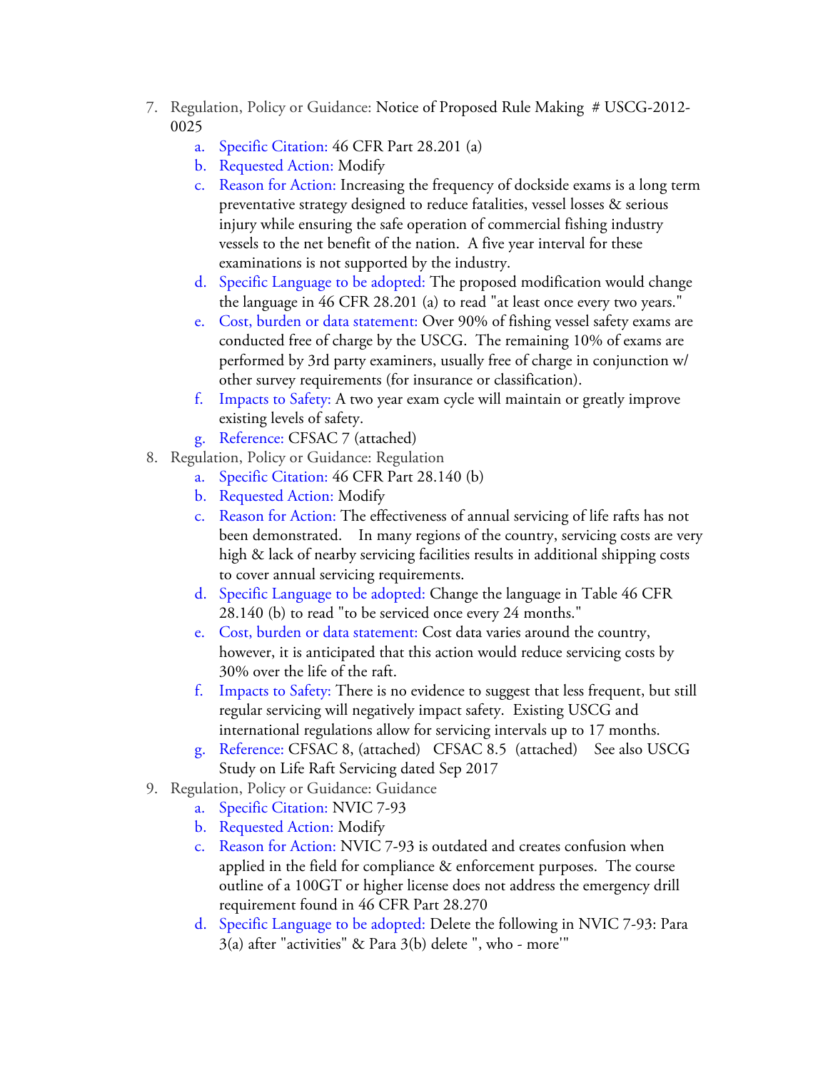7. Regulation, Policy or Guidance: Notice of Proposed Rule Making # USCG-2012-0025
    a. Specific Citation: 46 CFR Part 28.201 (a)
    b. Requested Action: Modify
    c. Reason for Action: Increasing the frequency of dockside exams is a long term preventative strategy designed to reduce fatalities, vessel losses & serious injury while ensuring the safe operation of commercial fishing industry vessels to the net benefit of the nation. A five year interval for these examinations is not supported by the industry.
    d. Specific Language to be adopted: The proposed modification would change the language in 46 CFR 28.201 (a) to read "at least once every two years."
    e. Cost, burden or data statement: Over 90% of fishing vessel safety exams are conducted free of charge by the USCG. The remaining 10% of exams are performed by 3rd party examiners, usually free of charge in conjunction w/ other survey requirements (for insurance or classification).
    f. Impacts to Safety: A two year exam cycle will maintain or greatly improve existing levels of safety.
    g. Reference: CFSAC 7 (attached)
8. Regulation, Policy or Guidance: Regulation
    a. Specific Citation: 46 CFR Part 28.140 (b)
    b. Requested Action: Modify
    c. Reason for Action: The effectiveness of annual servicing of life rafts has not been demonstrated. In many regions of the country, servicing costs are very high & lack of nearby servicing facilities results in additional shipping costs to cover annual servicing requirements.
    d. Specific Language to be adopted: Change the language in Table 46 CFR 28.140 (b) to read "to be serviced once every 24 months."
    e. Cost, burden or data statement: Cost data varies around the country, however, it is anticipated that this action would reduce servicing costs by 30% over the life of the raft.
    f. Impacts to Safety: There is no evidence to suggest that less frequent, but still regular servicing will negatively impact safety. Existing USCG and international regulations allow for servicing intervals up to 17 months.
    g. Reference: CFSAC 8, (attached) CFSAC 8.5 (attached) See also USCG Study on Life Raft Servicing dated Sep 2017
9. Regulation, Policy or Guidance: Guidance
    a. Specific Citation: NVIC 7-93
    b. Requested Action: Modify
    c. Reason for Action: NVIC 7-93 is outdated and creates confusion when applied in the field for compliance & enforcement purposes. The course outline of a 100GT or higher license does not address the emergency drill requirement found in 46 CFR Part 28.270
    d. Specific Language to be adopted: Delete the following in NVIC 7-93: Para 3(a) after "activities" & Para 3(b) delete ", who - more'"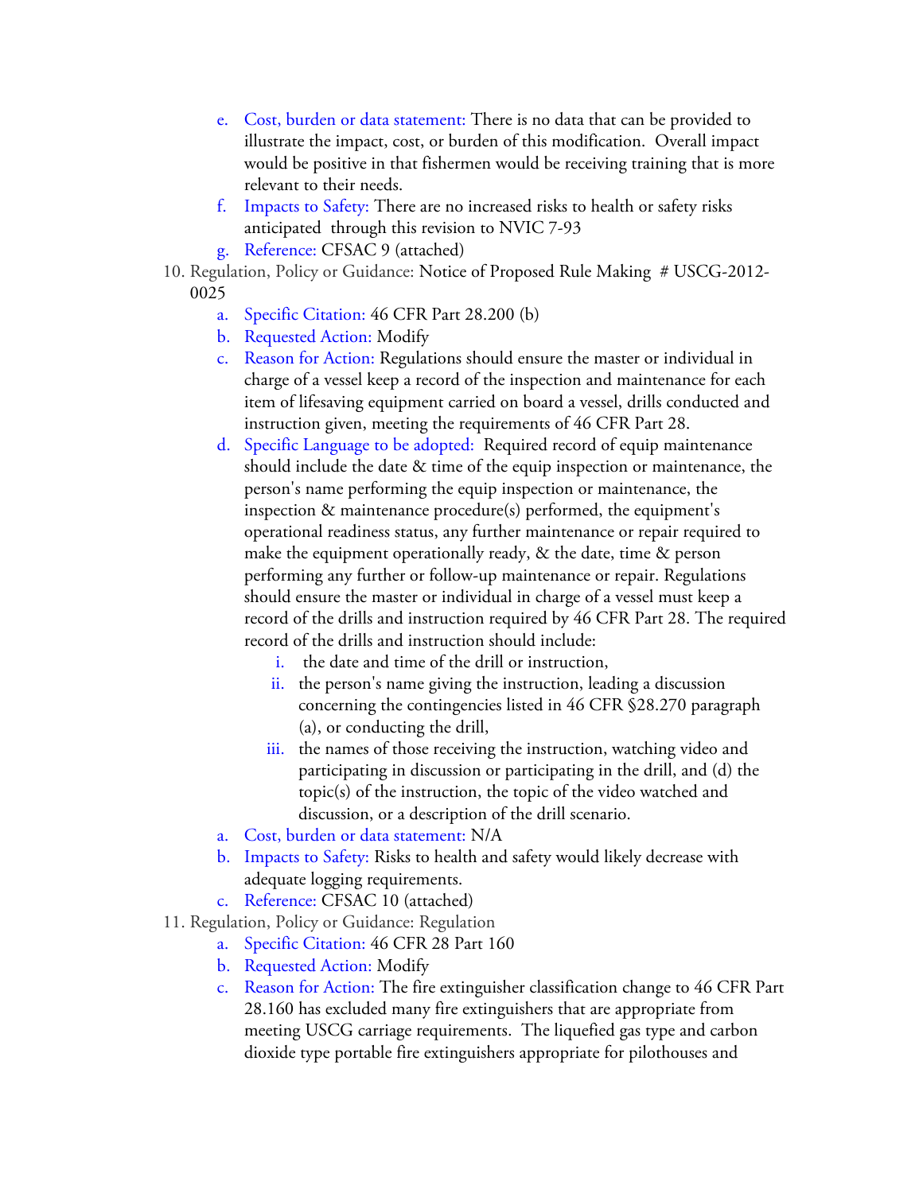e. Cost, burden or data statement: There is no data that can be provided to illustrate the impact, cost, or burden of this modification. Overall impact would be positive in that fishermen would be receiving training that is more relevant to their needs.
f. Impacts to Safety: There are no increased risks to health or safety risks anticipated through this revision to NVIC 7-93
g. Reference: CFSAC 9 (attached)

10. Regulation, Policy or Guidance: Notice of Proposed Rule Making # USCG-2012-0025
    a. Specific Citation: 46 CFR Part 28.200 (b)
    b. Requested Action: Modify
    c. Reason for Action: Regulations should ensure the master or individual in charge of a vessel keep a record of the inspection and maintenance for each item of lifesaving equipment carried on board a vessel, drills conducted and instruction given, meeting the requirements of 46 CFR Part 28.
    d. Specific Language to be adopted: Required record of equip maintenance should include the date & time of the equip inspection or maintenance, the person's name performing the equip inspection or maintenance, the inspection & maintenance procedure(s) performed, the equipment's operational readiness status, any further maintenance or repair required to make the equipment operationally ready, & the date, time & person performing any further or follow-up maintenance or repair. Regulations should ensure the master or individual in charge of a vessel must keep a record of the drills and instruction required by 46 CFR Part 28. The required record of the drills and instruction should include:
        i. the date and time of the drill or instruction,
        ii. the person's name giving the instruction, leading a discussion concerning the contingencies listed in 46 CFR §28.270 paragraph (a), or conducting the drill,
        iii. the names of those receiving the instruction, watching video and participating in discussion or participating in the drill, and (d) the topic(s) of the instruction, the topic of the video watched and discussion, or a description of the drill scenario.
    a. Cost, burden or data statement: N/A
    b. Impacts to Safety: Risks to health and safety would likely decrease with adequate logging requirements.
    c. Reference: CFSAC 10 (attached)

11. Regulation, Policy or Guidance: Regulation
    a. Specific Citation: 46 CFR 28 Part 160
    b. Requested Action: Modify
    c. Reason for Action: The fire extinguisher classification change to 46 CFR Part 28.160 has excluded many fire extinguishers that are appropriate from meeting USCG carriage requirements. The liquefied gas type and carbon dioxide type portable fire extinguishers appropriate for pilothouses and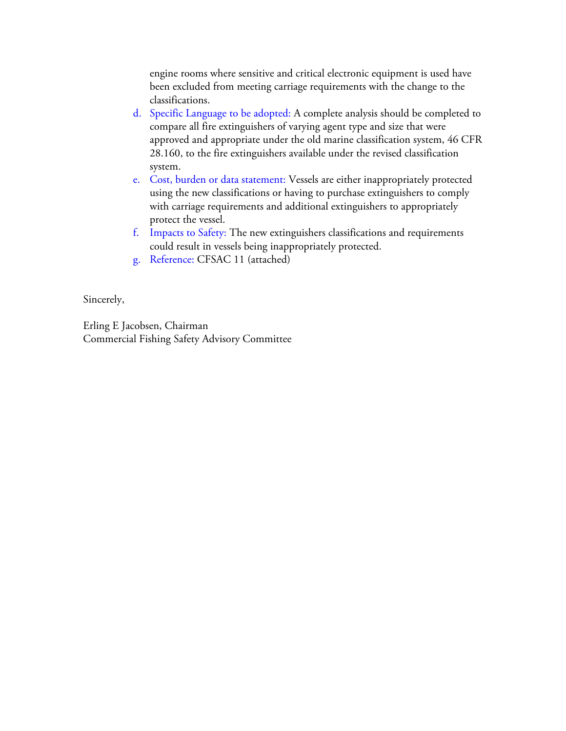engine rooms where sensitive and critical electronic equipment is used have been excluded from meeting carriage requirements with the change to the classifications.

d. Specific Language to be adopted: A complete analysis should be completed to compare all fire extinguishers of varying agent type and size that were approved and appropriate under the old marine classification system, 46 CFR 28.160, to the fire extinguishers available under the revised classification system.

e. Cost, burden or data statement: Vessels are either inappropriately protected using the new classifications or having to purchase extinguishers to comply with carriage requirements and additional extinguishers to appropriately protect the vessel.

f. Impacts to Safety: The new extinguishers classifications and requirements could result in vessels being inappropriately protected.

g. Reference: CFSAC 11 (attached)

Sincerely,

Erling E Jacobsen, Chairman  
Commercial Fishing Safety Advisory Committee